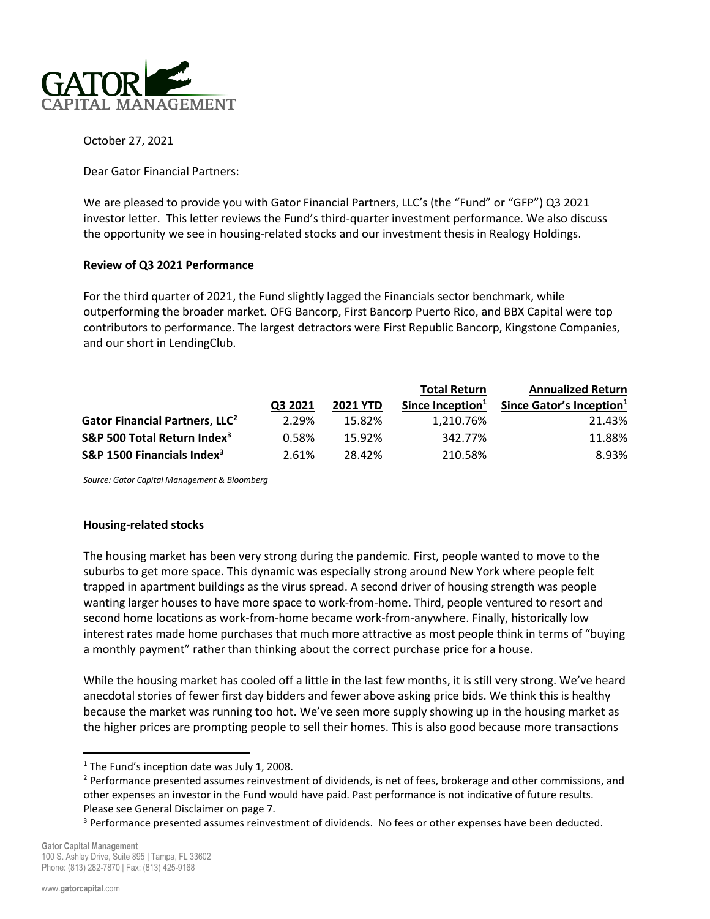October 27, 2021

Dear Gator Financial Partners:

We are pleased to provide you with Gator Financial Partners, LLC's (the "Fund" or "GFP") Q3 2021 investor letter. This letter reviews the Fund's third-quarter investment performance. We also discuss the opportunity we see in housing-related stocks and our investment thesis in Realogy Holdings.

**Review of Q3 2021 Performance**

For the third quarter of 2021, the Fund slightly lagged the Financials sector benchmark, while outperforming the broader market. OFG Bancorp, First Bancorp Puerto Rico, and BBX Capital were top contributors to performance. The largest detractors were First Republic Bancorp, Kingstone Companies, and our short in LendingClub.

| | Q3 2021 | 2021 YTD | Total Return Since Inception[1] | Annualized Return Since Gator's Inception[1] |
|---|---|---|---|---|
| **Gator Financial Partners, LLC[2]** | 2.29% | 15.82% | 1,210.76% | 21.43% |
| **S&P 500 Total Return Index[3]** | 0.58% | 15.92% | 342.77% | 11.88% |
| **S&P 1500 Financials Index[3]** | 2.61% | 28.42% | 210.58% | 8.93% |

*Source: Gator Capital Management & Bloomberg*

**Housing-related stocks**

The housing market has been very strong during the pandemic. First, people wanted to move to the suburbs to get more space. This dynamic was especially strong around New York where people felt trapped in apartment buildings as the virus spread. A second driver of housing strength was people wanting larger houses to have more space to work-from-home. Third, people ventured to resort and second home locations as work-from-home became work-from-anywhere. Finally, historically low interest rates made home purchases that much more attractive as most people think in terms of "buying a monthly payment" rather than thinking about the correct purchase price for a house.

While the housing market has cooled off a little in the last few months, it is still very strong. We've heard anecdotal stories of fewer first day bidders and fewer above asking price bids. We think this is healthy because the market was running too hot. We've seen more supply showing up in the housing market as the higher prices are prompting people to sell their homes. This is also good because more transactions

[1] The Fund's inception date was July 1, 2008.

[2] Performance presented assumes reinvestment of dividends, is net of fees, brokerage and other commissions, and other expenses an investor in the Fund would have paid. Past performance is not indicative of future results. Please see General Disclaimer on page 7.

[3] Performance presented assumes reinvestment of dividends. No fees or other expenses have been deducted.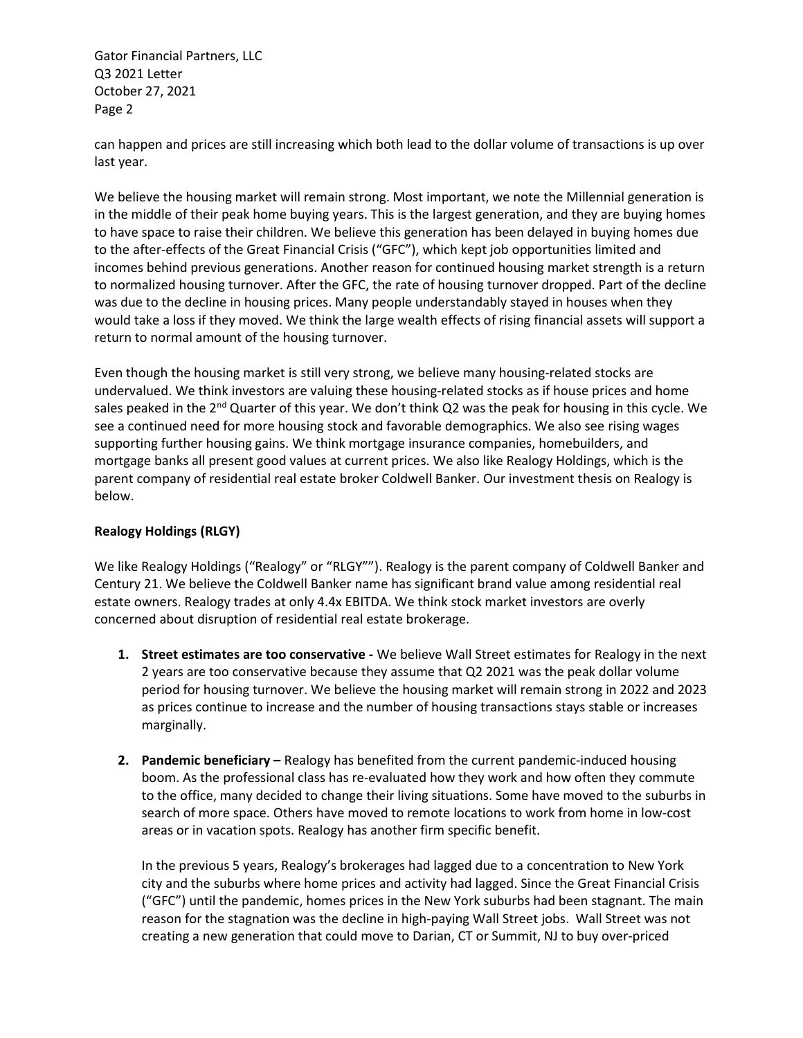can happen and prices are still increasing which both lead to the dollar volume of transactions is up over last year.

We believe the housing market will remain strong. Most important, we note the Millennial generation is in the middle of their peak home buying years. This is the largest generation, and they are buying homes to have space to raise their children. We believe this generation has been delayed in buying homes due to the after-effects of the Great Financial Crisis ("GFC"), which kept job opportunities limited and incomes behind previous generations. Another reason for continued housing market strength is a return to normalized housing turnover. After the GFC, the rate of housing turnover dropped. Part of the decline was due to the decline in housing prices. Many people understandably stayed in houses when they would take a loss if they moved. We think the large wealth effects of rising financial assets will support a return to normal amount of the housing turnover.

Even though the housing market is still very strong, we believe many housing-related stocks are undervalued. We think investors are valuing these housing-related stocks as if house prices and home sales peaked in the 2nd Quarter of this year. We don't think Q2 was the peak for housing in this cycle. We see a continued need for more housing stock and favorable demographics. We also see rising wages supporting further housing gains. We think mortgage insurance companies, homebuilders, and mortgage banks all present good values at current prices. We also like Realogy Holdings, which is the parent company of residential real estate broker Coldwell Banker. Our investment thesis on Realogy is below.

**Realogy Holdings (RLGY)**

We like Realogy Holdings ("Realogy" or "RLGY""). Realogy is the parent company of Coldwell Banker and Century 21. We believe the Coldwell Banker name has significant brand value among residential real estate owners. Realogy trades at only 4.4x EBITDA. We think stock market investors are overly concerned about disruption of residential real estate brokerage.

1. **Street estimates are too conservative -** We believe Wall Street estimates for Realogy in the next 2 years are too conservative because they assume that Q2 2021 was the peak dollar volume period for housing turnover. We believe the housing market will remain strong in 2022 and 2023 as prices continue to increase and the number of housing transactions stays stable or increases marginally.

2. **Pandemic beneficiary –** Realogy has benefited from the current pandemic-induced housing boom. As the professional class has re-evaluated how they work and how often they commute to the office, many decided to change their living situations. Some have moved to the suburbs in search of more space. Others have moved to remote locations to work from home in low-cost areas or in vacation spots. Realogy has another firm specific benefit.

   In the previous 5 years, Realogy's brokerages had lagged due to a concentration to New York city and the suburbs where home prices and activity had lagged. Since the Great Financial Crisis ("GFC") until the pandemic, homes prices in the New York suburbs had been stagnant. The main reason for the stagnation was the decline in high-paying Wall Street jobs. Wall Street was not creating a new generation that could move to Darian, CT or Summit, NJ to buy over-priced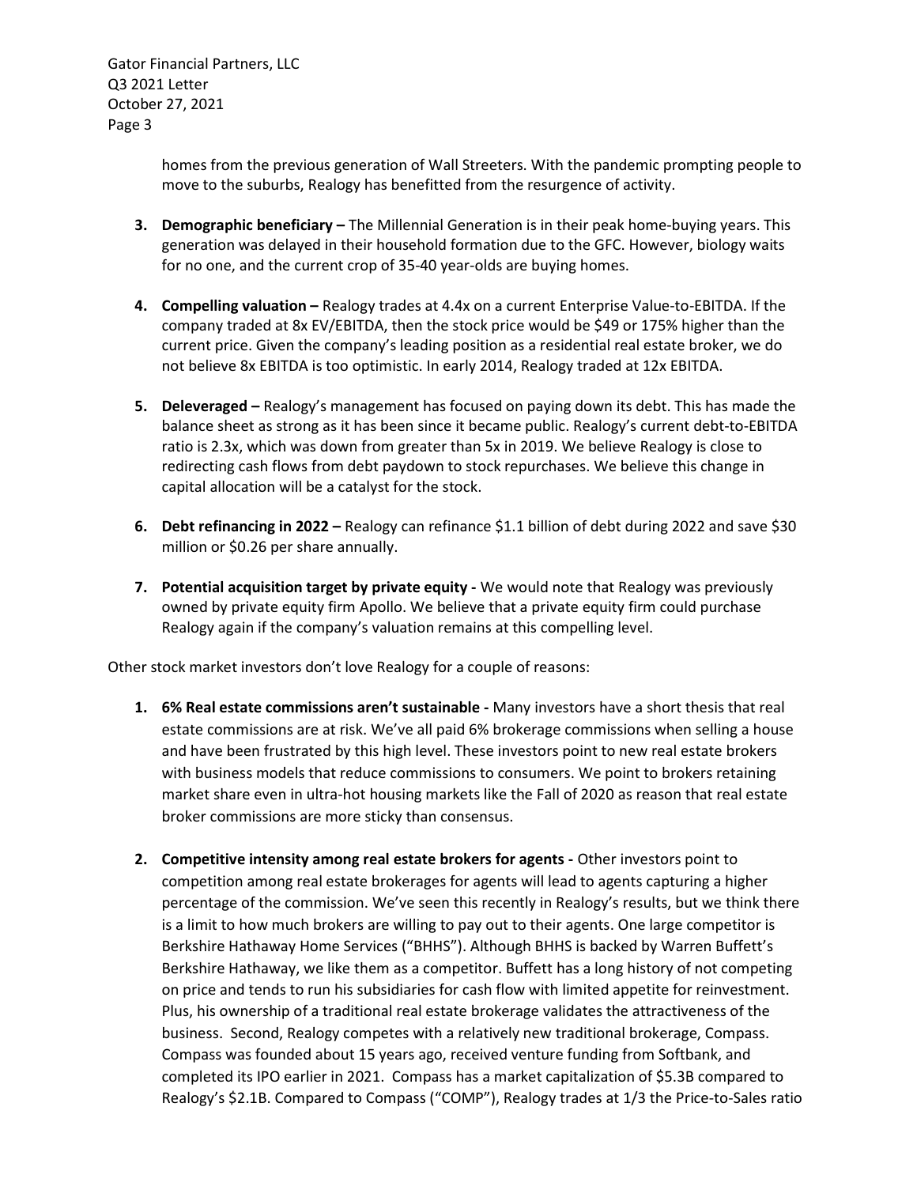homes from the previous generation of Wall Streeters. With the pandemic prompting people to move to the suburbs, Realogy has benefitted from the resurgence of activity.

3. **Demographic beneficiary –** The Millennial Generation is in their peak home-buying years. This generation was delayed in their household formation due to the GFC. However, biology waits for no one, and the current crop of 35-40 year-olds are buying homes.

4. **Compelling valuation –** Realogy trades at 4.4x on a current Enterprise Value-to-EBITDA. If the company traded at 8x EV/EBITDA, then the stock price would be $49 or 175% higher than the current price. Given the company's leading position as a residential real estate broker, we do not believe 8x EBITDA is too optimistic. In early 2014, Realogy traded at 12x EBITDA.

5. **Deleveraged –** Realogy's management has focused on paying down its debt. This has made the balance sheet as strong as it has been since it became public. Realogy's current debt-to-EBITDA ratio is 2.3x, which was down from greater than 5x in 2019. We believe Realogy is close to redirecting cash flows from debt paydown to stock repurchases. We believe this change in capital allocation will be a catalyst for the stock.

6. **Debt refinancing in 2022 –** Realogy can refinance $1.1 billion of debt during 2022 and save $30 million or $0.26 per share annually.

7. **Potential acquisition target by private equity -** We would note that Realogy was previously owned by private equity firm Apollo. We believe that a private equity firm could purchase Realogy again if the company's valuation remains at this compelling level.

Other stock market investors don't love Realogy for a couple of reasons:

1. **6% Real estate commissions aren't sustainable -** Many investors have a short thesis that real estate commissions are at risk. We've all paid 6% brokerage commissions when selling a house and have been frustrated by this high level. These investors point to new real estate brokers with business models that reduce commissions to consumers. We point to brokers retaining market share even in ultra-hot housing markets like the Fall of 2020 as reason that real estate broker commissions are more sticky than consensus.

2. **Competitive intensity among real estate brokers for agents -** Other investors point to competition among real estate brokerages for agents will lead to agents capturing a higher percentage of the commission. We've seen this recently in Realogy's results, but we think there is a limit to how much brokers are willing to pay out to their agents. One large competitor is Berkshire Hathaway Home Services ("BHHS"). Although BHHS is backed by Warren Buffett's Berkshire Hathaway, we like them as a competitor. Buffett has a long history of not competing on price and tends to run his subsidiaries for cash flow with limited appetite for reinvestment. Plus, his ownership of a traditional real estate brokerage validates the attractiveness of the business. Second, Realogy competes with a relatively new traditional brokerage, Compass. Compass was founded about 15 years ago, received venture funding from Softbank, and completed its IPO earlier in 2021. Compass has a market capitalization of $5.3B compared to Realogy's $2.1B. Compared to Compass ("COMP"), Realogy trades at 1/3 the Price-to-Sales ratio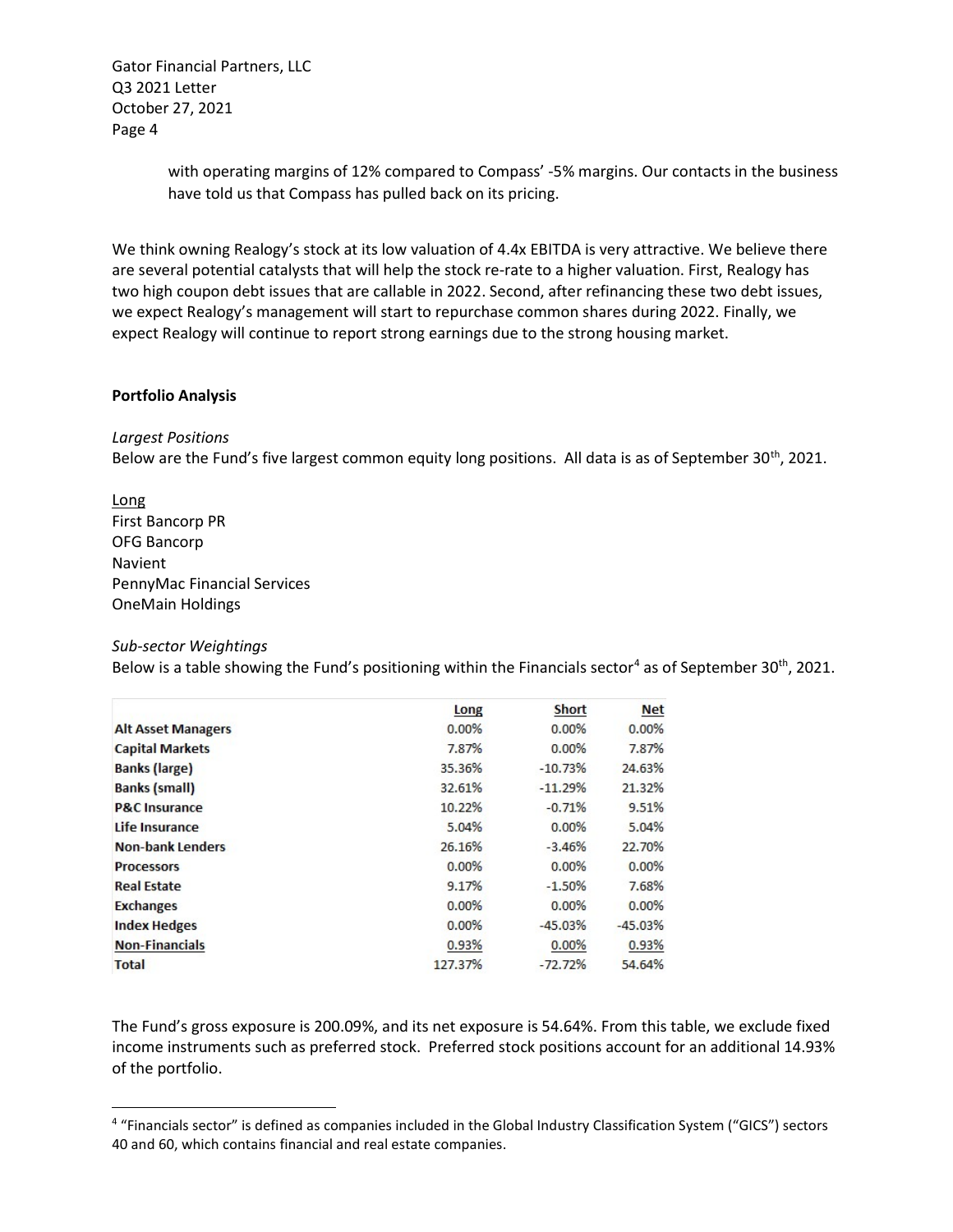with operating margins of 12% compared to Compass' -5% margins. Our contacts in the business have told us that Compass has pulled back on its pricing.

We think owning Realogy's stock at its low valuation of 4.4x EBITDA is very attractive. We believe there are several potential catalysts that will help the stock re-rate to a higher valuation. First, Realogy has two high coupon debt issues that are callable in 2022. Second, after refinancing these two debt issues, we expect Realogy's management will start to repurchase common shares during 2022. Finally, we expect Realogy will continue to report strong earnings due to the strong housing market.

**Portfolio Analysis**

*Largest Positions*

Below are the Fund's five largest common equity long positions. All data is as of September 30th, 2021.

Long

First Bancorp PR

OFG Bancorp

Navient

PennyMac Financial Services

OneMain Holdings

*Sub-sector Weightings*

Below is a table showing the Fund's positioning within the Financials sector[4] as of September 30th, 2021.

| | Long | Short | Net |
|---|---|---|---|
| **Alt Asset Managers** | 0.00% | 0.00% | 0.00% |
| **Capital Markets** | 7.87% | 0.00% | 7.87% |
| **Banks (large)** | 35.36% | -10.73% | 24.63% |
| **Banks (small)** | 32.61% | -11.29% | 21.32% |
| **P&C Insurance** | 10.22% | -0.71% | 9.51% |
| **Life Insurance** | 5.04% | 0.00% | 5.04% |
| **Non-bank Lenders** | 26.16% | -3.46% | 22.70% |
| **Processors** | 0.00% | 0.00% | 0.00% |
| **Real Estate** | 9.17% | -1.50% | 7.68% |
| **Exchanges** | 0.00% | 0.00% | 0.00% |
| **Index Hedges** | 0.00% | -45.03% | -45.03% |
| **Non-Financials** | 0.93% | 0.00% | 0.93% |
| **Total** | 127.37% | -72.72% | 54.64% |

The Fund's gross exposure is 200.09%, and its net exposure is 54.64%. From this table, we exclude fixed income instruments such as preferred stock. Preferred stock positions account for an additional 14.93% of the portfolio.

[4] "Financials sector" is defined as companies included in the Global Industry Classification System ("GICS") sectors 40 and 60, which contains financial and real estate companies.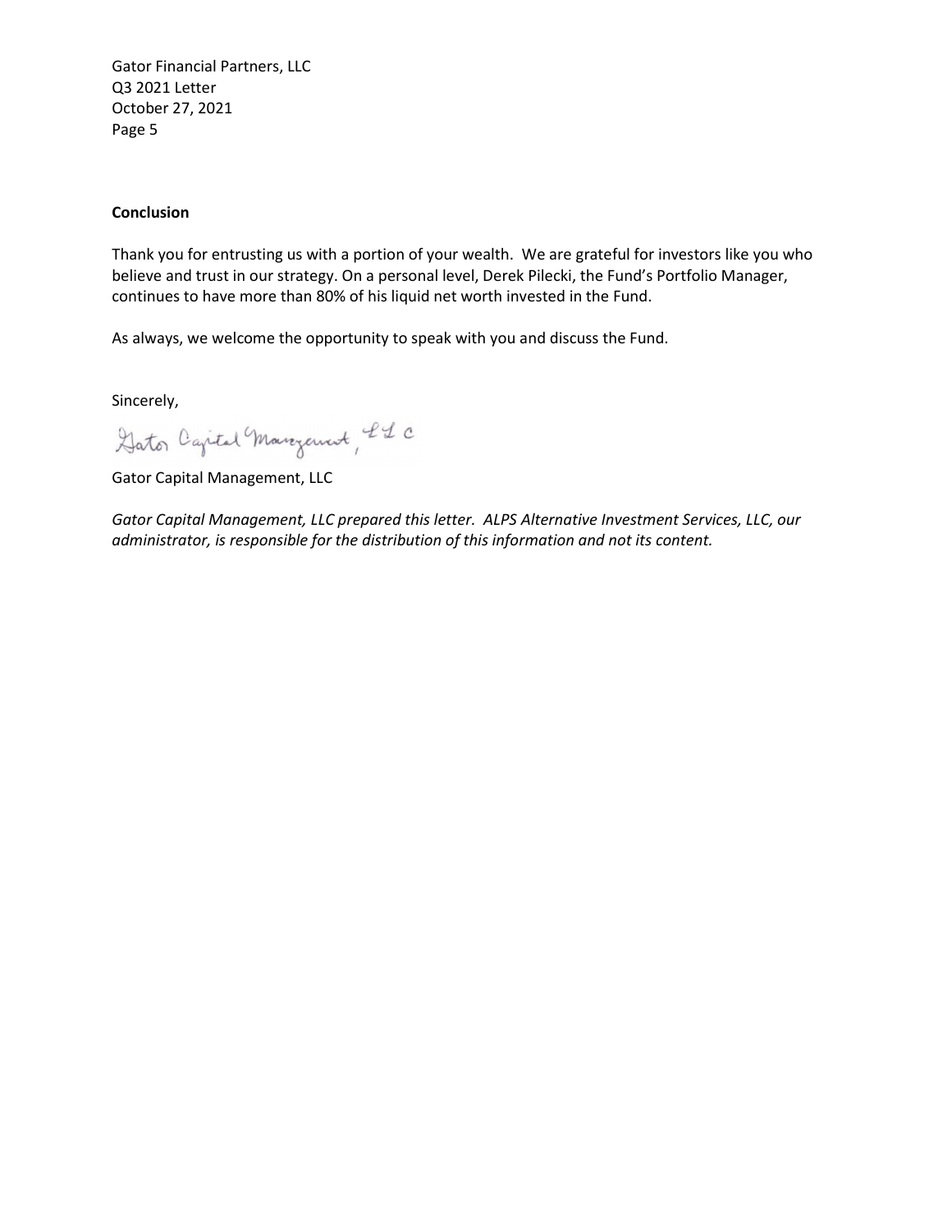## Conclusion

Thank you for entrusting us with a portion of your wealth. We are grateful for investors like you who believe and trust in our strategy. On a personal level, Derek Pilecki, the Fund's Portfolio Manager, continues to have more than 80% of his liquid net worth invested in the Fund.

As always, we welcome the opportunity to speak with you and discuss the Fund.

Sincerely,

Gator Capital Management, LLC

Gator Capital Management, LLC

*Gator Capital Management, LLC prepared this letter. ALPS Alternative Investment Services, LLC, our administrator, is responsible for the distribution of this information and not its content.*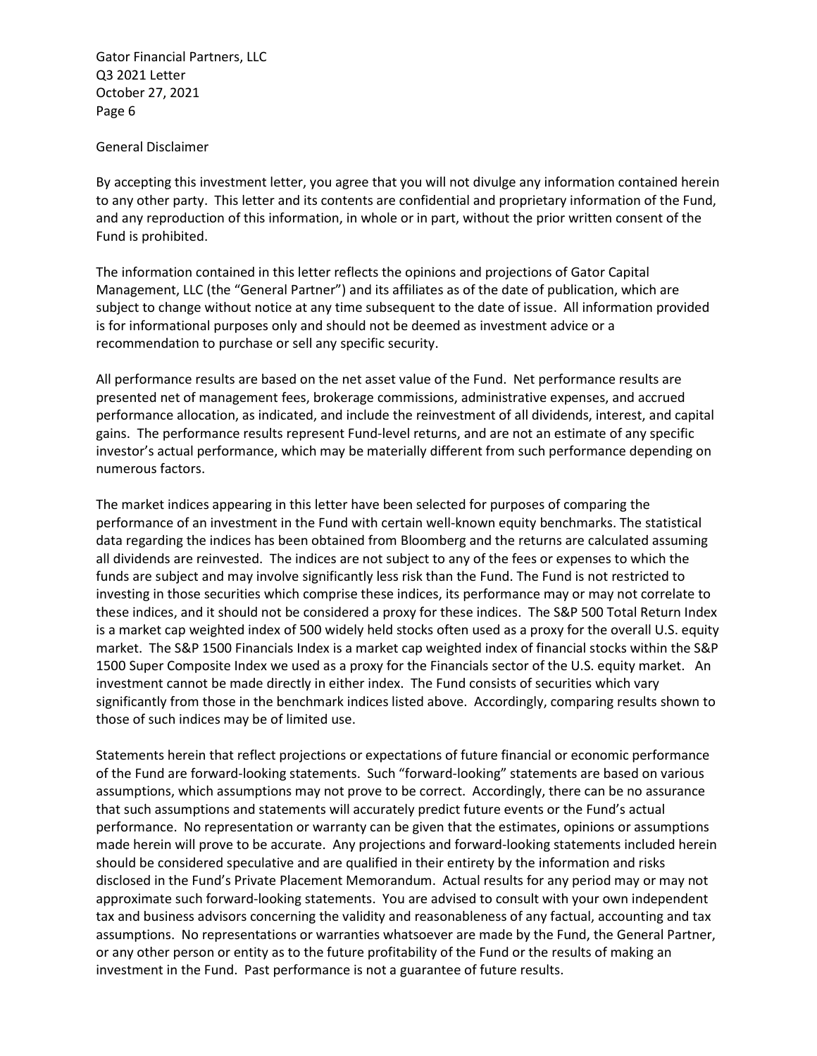## General Disclaimer

By accepting this investment letter, you agree that you will not divulge any information contained herein to any other party. This letter and its contents are confidential and proprietary information of the Fund, and any reproduction of this information, in whole or in part, without the prior written consent of the Fund is prohibited.

The information contained in this letter reflects the opinions and projections of Gator Capital Management, LLC (the "General Partner") and its affiliates as of the date of publication, which are subject to change without notice at any time subsequent to the date of issue. All information provided is for informational purposes only and should not be deemed as investment advice or a recommendation to purchase or sell any specific security.

All performance results are based on the net asset value of the Fund. Net performance results are presented net of management fees, brokerage commissions, administrative expenses, and accrued performance allocation, as indicated, and include the reinvestment of all dividends, interest, and capital gains. The performance results represent Fund-level returns, and are not an estimate of any specific investor's actual performance, which may be materially different from such performance depending on numerous factors.

The market indices appearing in this letter have been selected for purposes of comparing the performance of an investment in the Fund with certain well-known equity benchmarks. The statistical data regarding the indices has been obtained from Bloomberg and the returns are calculated assuming all dividends are reinvested. The indices are not subject to any of the fees or expenses to which the funds are subject and may involve significantly less risk than the Fund. The Fund is not restricted to investing in those securities which comprise these indices, its performance may or may not correlate to these indices, and it should not be considered a proxy for these indices. The S&P 500 Total Return Index is a market cap weighted index of 500 widely held stocks often used as a proxy for the overall U.S. equity market. The S&P 1500 Financials Index is a market cap weighted index of financial stocks within the S&P 1500 Super Composite Index we used as a proxy for the Financials sector of the U.S. equity market. An investment cannot be made directly in either index. The Fund consists of securities which vary significantly from those in the benchmark indices listed above. Accordingly, comparing results shown to those of such indices may be of limited use.

Statements herein that reflect projections or expectations of future financial or economic performance of the Fund are forward-looking statements. Such "forward-looking" statements are based on various assumptions, which assumptions may not prove to be correct. Accordingly, there can be no assurance that such assumptions and statements will accurately predict future events or the Fund's actual performance. No representation or warranty can be given that the estimates, opinions or assumptions made herein will prove to be accurate. Any projections and forward-looking statements included herein should be considered speculative and are qualified in their entirety by the information and risks disclosed in the Fund's Private Placement Memorandum. Actual results for any period may or may not approximate such forward-looking statements. You are advised to consult with your own independent tax and business advisors concerning the validity and reasonableness of any factual, accounting and tax assumptions. No representations or warranties whatsoever are made by the Fund, the General Partner, or any other person or entity as to the future profitability of the Fund or the results of making an investment in the Fund. Past performance is not a guarantee of future results.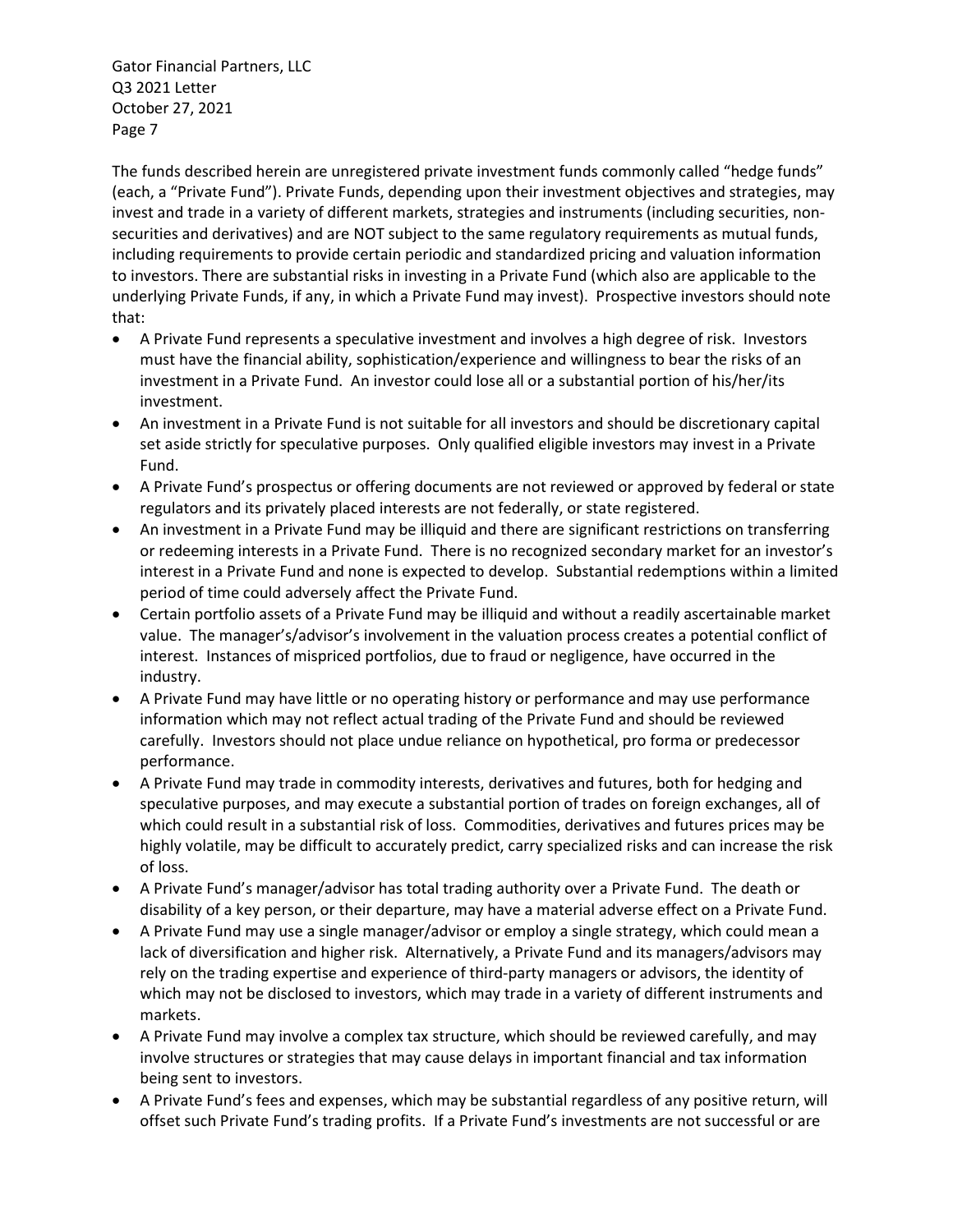The funds described herein are unregistered private investment funds commonly called "hedge funds" (each, a "Private Fund"). Private Funds, depending upon their investment objectives and strategies, may invest and trade in a variety of different markets, strategies and instruments (including securities, non-securities and derivatives) and are NOT subject to the same regulatory requirements as mutual funds, including requirements to provide certain periodic and standardized pricing and valuation information to investors. There are substantial risks in investing in a Private Fund (which also are applicable to the underlying Private Funds, if any, in which a Private Fund may invest). Prospective investors should note that:

- A Private Fund represents a speculative investment and involves a high degree of risk. Investors must have the financial ability, sophistication/experience and willingness to bear the risks of an investment in a Private Fund. An investor could lose all or a substantial portion of his/her/its investment.
- An investment in a Private Fund is not suitable for all investors and should be discretionary capital set aside strictly for speculative purposes. Only qualified eligible investors may invest in a Private Fund.
- A Private Fund's prospectus or offering documents are not reviewed or approved by federal or state regulators and its privately placed interests are not federally, or state registered.
- An investment in a Private Fund may be illiquid and there are significant restrictions on transferring or redeeming interests in a Private Fund. There is no recognized secondary market for an investor's interest in a Private Fund and none is expected to develop. Substantial redemptions within a limited period of time could adversely affect the Private Fund.
- Certain portfolio assets of a Private Fund may be illiquid and without a readily ascertainable market value. The manager's/advisor's involvement in the valuation process creates a potential conflict of interest. Instances of mispriced portfolios, due to fraud or negligence, have occurred in the industry.
- A Private Fund may have little or no operating history or performance and may use performance information which may not reflect actual trading of the Private Fund and should be reviewed carefully. Investors should not place undue reliance on hypothetical, pro forma or predecessor performance.
- A Private Fund may trade in commodity interests, derivatives and futures, both for hedging and speculative purposes, and may execute a substantial portion of trades on foreign exchanges, all of which could result in a substantial risk of loss. Commodities, derivatives and futures prices may be highly volatile, may be difficult to accurately predict, carry specialized risks and can increase the risk of loss.
- A Private Fund's manager/advisor has total trading authority over a Private Fund. The death or disability of a key person, or their departure, may have a material adverse effect on a Private Fund.
- A Private Fund may use a single manager/advisor or employ a single strategy, which could mean a lack of diversification and higher risk. Alternatively, a Private Fund and its managers/advisors may rely on the trading expertise and experience of third-party managers or advisors, the identity of which may not be disclosed to investors, which may trade in a variety of different instruments and markets.
- A Private Fund may involve a complex tax structure, which should be reviewed carefully, and may involve structures or strategies that may cause delays in important financial and tax information being sent to investors.
- A Private Fund's fees and expenses, which may be substantial regardless of any positive return, will offset such Private Fund's trading profits. If a Private Fund's investments are not successful or are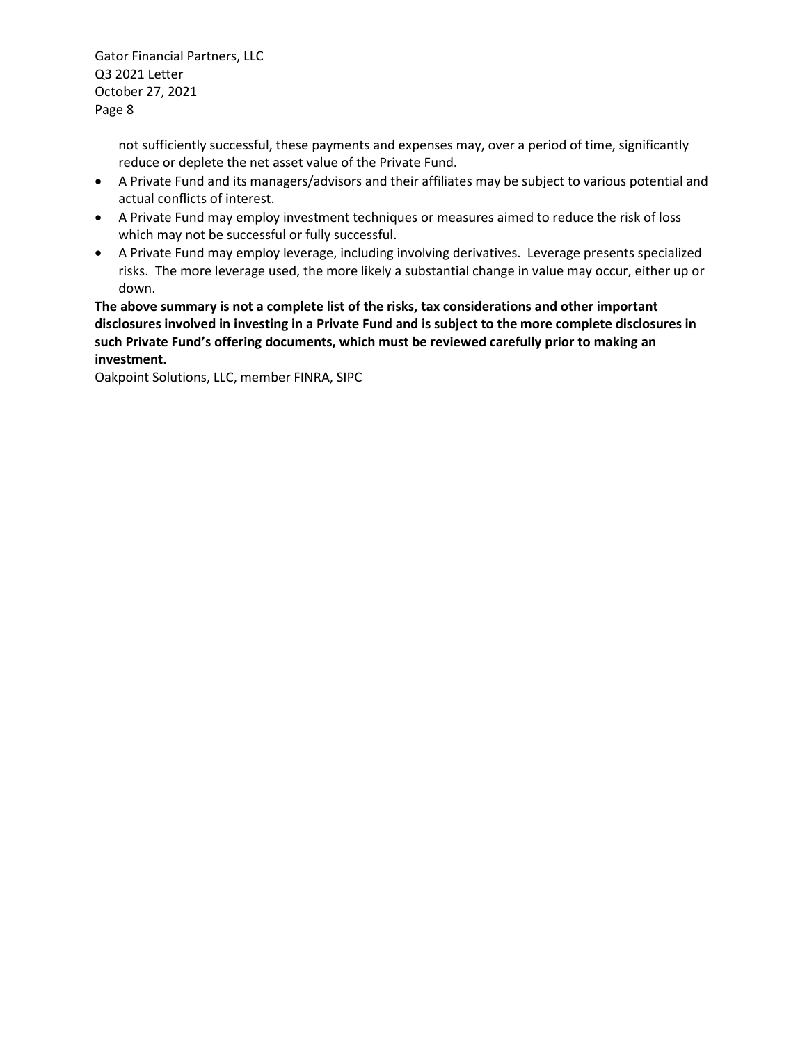not sufficiently successful, these payments and expenses may, over a period of time, significantly reduce or deplete the net asset value of the Private Fund.

- A Private Fund and its managers/advisors and their affiliates may be subject to various potential and actual conflicts of interest.
- A Private Fund may employ investment techniques or measures aimed to reduce the risk of loss which may not be successful or fully successful.
- A Private Fund may employ leverage, including involving derivatives. Leverage presents specialized risks. The more leverage used, the more likely a substantial change in value may occur, either up or down.

**The above summary is not a complete list of the risks, tax considerations and other important disclosures involved in investing in a Private Fund and is subject to the more complete disclosures in such Private Fund's offering documents, which must be reviewed carefully prior to making an investment.**

Oakpoint Solutions, LLC, member FINRA, SIPC